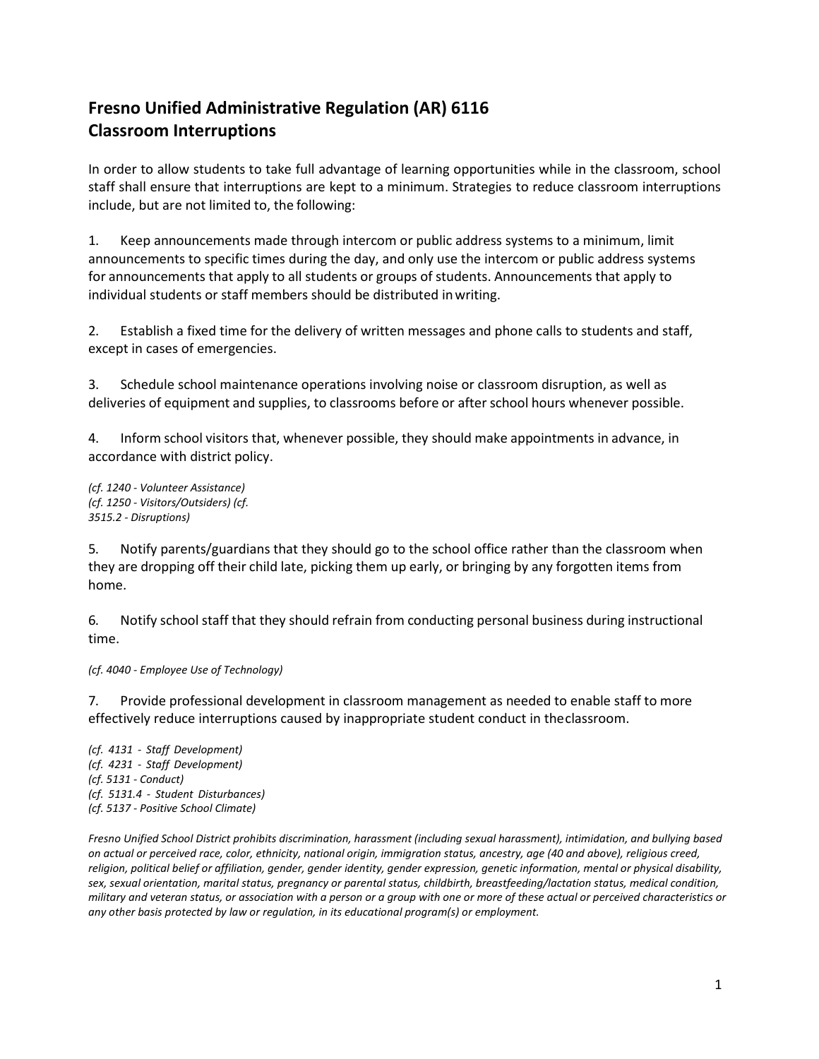# Fresno Unified Administrative Regulation (AR) 6116
# Classroom Interruptions

In order to allow students to take full advantage of learning opportunities while in the classroom, school staff shall ensure that interruptions are kept to a minimum. Strategies to reduce classroom interruptions include, but are not limited to, the following:

1. Keep announcements made through intercom or public address systems to a minimum, limit announcements to specific times during the day, and only use the intercom or public address systems for announcements that apply to all students or groups of students. Announcements that apply to individual students or staff members should be distributed in writing.

2. Establish a fixed time for the delivery of written messages and phone calls to students and staff, except in cases of emergencies.

3. Schedule school maintenance operations involving noise or classroom disruption, as well as deliveries of equipment and supplies, to classrooms before or after school hours whenever possible.

4. Inform school visitors that, whenever possible, they should make appointments in advance, in accordance with district policy.

*(cf. 1240 - Volunteer Assistance)*
*(cf. 1250 - Visitors/Outsiders) (cf. 3515.2 - Disruptions)*

5. Notify parents/guardians that they should go to the school office rather than the classroom when they are dropping off their child late, picking them up early, or bringing by any forgotten items from home.

6. Notify school staff that they should refrain from conducting personal business during instructional time.

*(cf. 4040 - Employee Use of Technology)*

7. Provide professional development in classroom management as needed to enable staff to more effectively reduce interruptions caused by inappropriate student conduct in the classroom.

*(cf. 4131 - Staff Development)*
*(cf. 4231 - Staff Development)*
*(cf. 5131 - Conduct)*
*(cf. 5131.4 - Student Disturbances)*
*(cf. 5137 - Positive School Climate)*

*Fresno Unified School District prohibits discrimination, harassment (including sexual harassment), intimidation, and bullying based on actual or perceived race, color, ethnicity, national origin, immigration status, ancestry, age (40 and above), religious creed, religion, political belief or affiliation, gender, gender identity, gender expression, genetic information, mental or physical disability, sex, sexual orientation, marital status, pregnancy or parental status, childbirth, breastfeeding/lactation status, medical condition, military and veteran status, or association with a person or a group with one or more of these actual or perceived characteristics or any other basis protected by law or regulation, in its educational program(s) or employment.*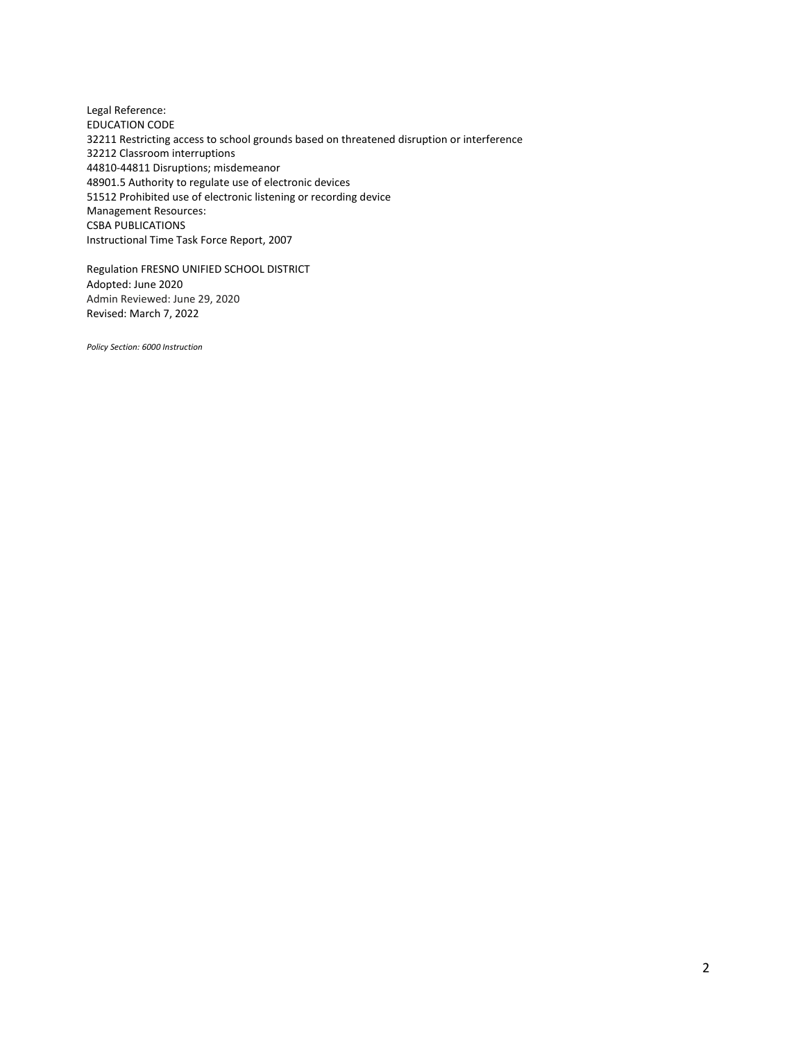Legal Reference:
EDUCATION CODE
32211 Restricting access to school grounds based on threatened disruption or interference
32212 Classroom interruptions
44810-44811 Disruptions; misdemeanor
48901.5 Authority to regulate use of electronic devices
51512 Prohibited use of electronic listening or recording device
Management Resources:
CSBA PUBLICATIONS
Instructional Time Task Force Report, 2007

Regulation FRESNO UNIFIED SCHOOL DISTRICT
Adopted: June 2020
Admin Reviewed: June 29, 2020
Revised: March 7, 2022

*Policy Section: 6000 Instruction*